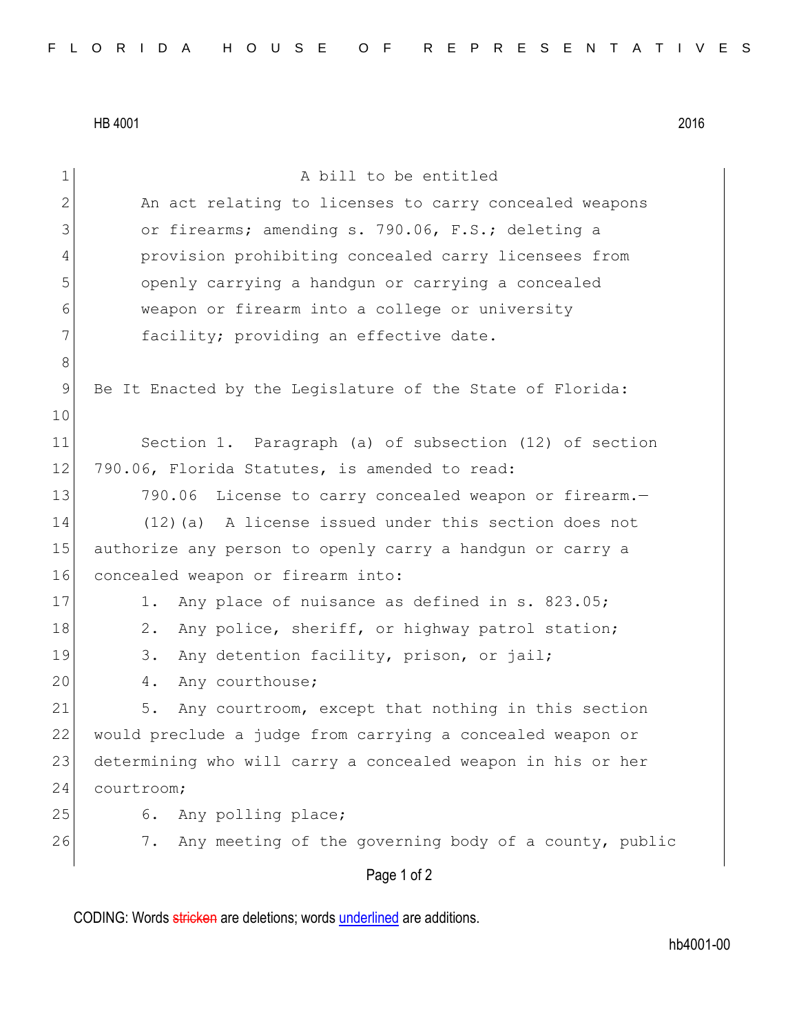HB 4001 2016

A bill to be entitled

An act relating to licenses to carry concealed weapons or firearms; amending s. 790.06, F.S.; deleting a provision prohibiting concealed carry licensees from openly carrying a handgun or carrying a concealed weapon or firearm into a college or university facility; providing an effective date.

Be It Enacted by the Legislature of the State of Florida:

Section 1. Paragraph (a) of subsection (12) of section 790.06, Florida Statutes, is amended to read:

790.06 License to carry concealed weapon or firearm.—

(12)(a) A license issued under this section does not authorize any person to openly carry a handgun or carry a concealed weapon or firearm into:

1. Any place of nuisance as defined in s. 823.05;
2. Any police, sheriff, or highway patrol station;
3. Any detention facility, prison, or jail;
4. Any courthouse;
5. Any courtroom, except that nothing in this section would preclude a judge from carrying a concealed weapon or determining who will carry a concealed weapon in his or her courtroom;
6. Any polling place;
7. Any meeting of the governing body of a county, public

CODING: Words stricken are deletions; words underlined are additions.

hb4001-00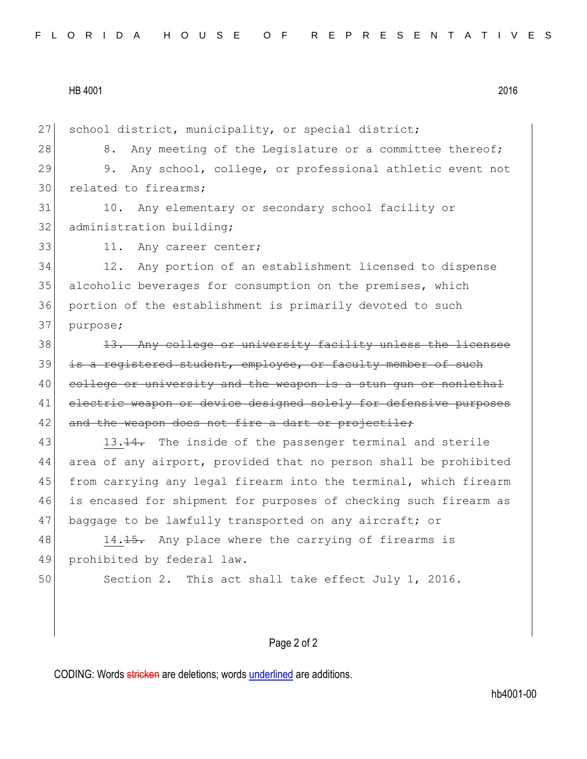school district, municipality, or special district;

8. Any meeting of the Legislature or a committee thereof;

9. Any school, college, or professional athletic event not related to firearms;

10. Any elementary or secondary school facility or administration building;

11. Any career center;

12. Any portion of an establishment licensed to dispense alcoholic beverages for consumption on the premises, which portion of the establishment is primarily devoted to such purpose;

~~13. Any college or university facility unless the licensee is a registered student, employee, or faculty member of such college or university and the weapon is a stun gun or nonlethal electric weapon or device designed solely for defensive purposes and the weapon does not fire a dart or projectile;~~

<u>13.</u>~~14.~~ The inside of the passenger terminal and sterile area of any airport, provided that no person shall be prohibited from carrying any legal firearm into the terminal, which firearm is encased for shipment for purposes of checking such firearm as baggage to be lawfully transported on any aircraft; or

<u>14.</u>~~15.~~ Any place where the carrying of firearms is prohibited by federal law.

Section 2. This act shall take effect July 1, 2016.

CODING: Words ~~stricken~~ are deletions; words <u>underlined</u> are additions.